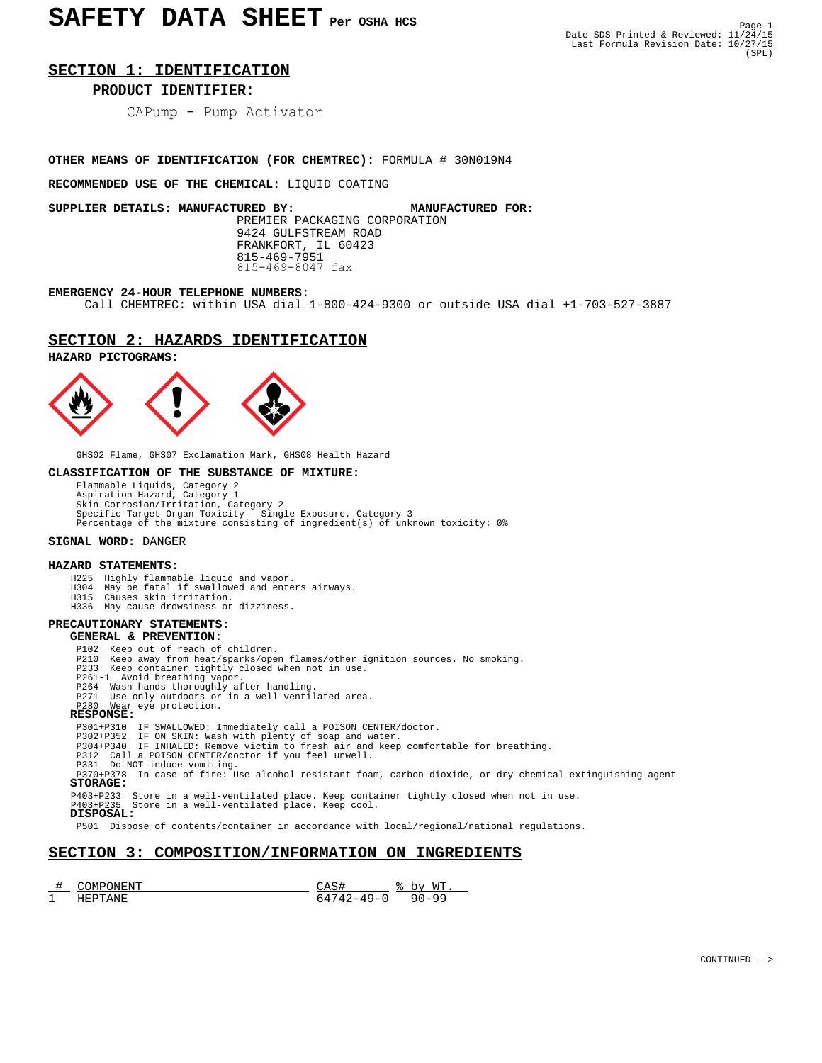# SAFETY DATA SHEET Per OSHA HCS

Date SDS Printed & Reviewed: 11/24/15
Last Formula Revision Date: 10/27/15
(SPL)

## SECTION 1: IDENTIFICATION

### PRODUCT IDENTIFIER:

CAPump - Pump Activator

**OTHER MEANS OF IDENTIFICATION (FOR CHEMTREC):** FORMULA # 30N019N4

**RECOMMENDED USE OF THE CHEMICAL:** LIQUID COATING

**SUPPLIER DETAILS: MANUFACTURED BY:** **MANUFACTURED FOR:**

PREMIER PACKAGING CORPORATION
9424 GULFSTREAM ROAD
FRANKFORT, IL 60423
815-469-7951
815-469-8047 fax

**EMERGENCY 24-HOUR TELEPHONE NUMBERS:**
Call CHEMTREC: within USA dial 1-800-424-9300 or outside USA dial +1-703-527-3887

## SECTION 2: HAZARDS IDENTIFICATION

**HAZARD PICTOGRAMS:**

GHS02 Flame, GHS07 Exclamation Mark, GHS08 Health Hazard

**CLASSIFICATION OF THE SUBSTANCE OF MIXTURE:**

Flammable Liquids, Category 2
Aspiration Hazard, Category 1
Skin Corrosion/Irritation, Category 2
Specific Target Organ Toxicity - Single Exposure, Category 3
Percentage of the mixture consisting of ingredient(s) of unknown toxicity: 0%

**SIGNAL WORD:** DANGER

**HAZARD STATEMENTS:**

H225 Highly flammable liquid and vapor.
H304 May be fatal if swallowed and enters airways.
H315 Causes skin irritation.
H336 May cause drowsiness or dizziness.

**PRECAUTIONARY STATEMENTS:**

**GENERAL & PREVENTION:**

P102 Keep out of reach of children.
P210 Keep away from heat/sparks/open flames/other ignition sources. No smoking.
P233 Keep container tightly closed when not in use.
P261-1 Avoid breathing vapor.
P264 Wash hands thoroughly after handling.
P271 Use only outdoors or in a well-ventilated area.
P280 Wear eye protection.

**RESPONSE:**

P301+P310 IF SWALLOWED: Immediately call a POISON CENTER/doctor.
P302+P352 IF ON SKIN: Wash with plenty of soap and water.
P304+P340 IF INHALED: Remove victim to fresh air and keep comfortable for breathing.
P312 Call a POISON CENTER/doctor if you feel unwell.
P331 Do NOT induce vomiting.
P370+P378 In case of fire: Use alcohol resistant foam, carbon dioxide, or dry chemical extinguishing agent

**STORAGE:**

P403+P233 Store in a well-ventilated place. Keep container tightly closed when not in use.
P403+P235 Store in a well-ventilated place. Keep cool.

**DISPOSAL:**

P501 Dispose of contents/container in accordance with local/regional/national regulations.

## SECTION 3: COMPOSITION/INFORMATION ON INGREDIENTS

| # | COMPONENT | CAS# | % by WT. |
|---|---|---|---|
| 1 | HEPTANE | 64742-49-0 | 90-99 |

CONTINUED -->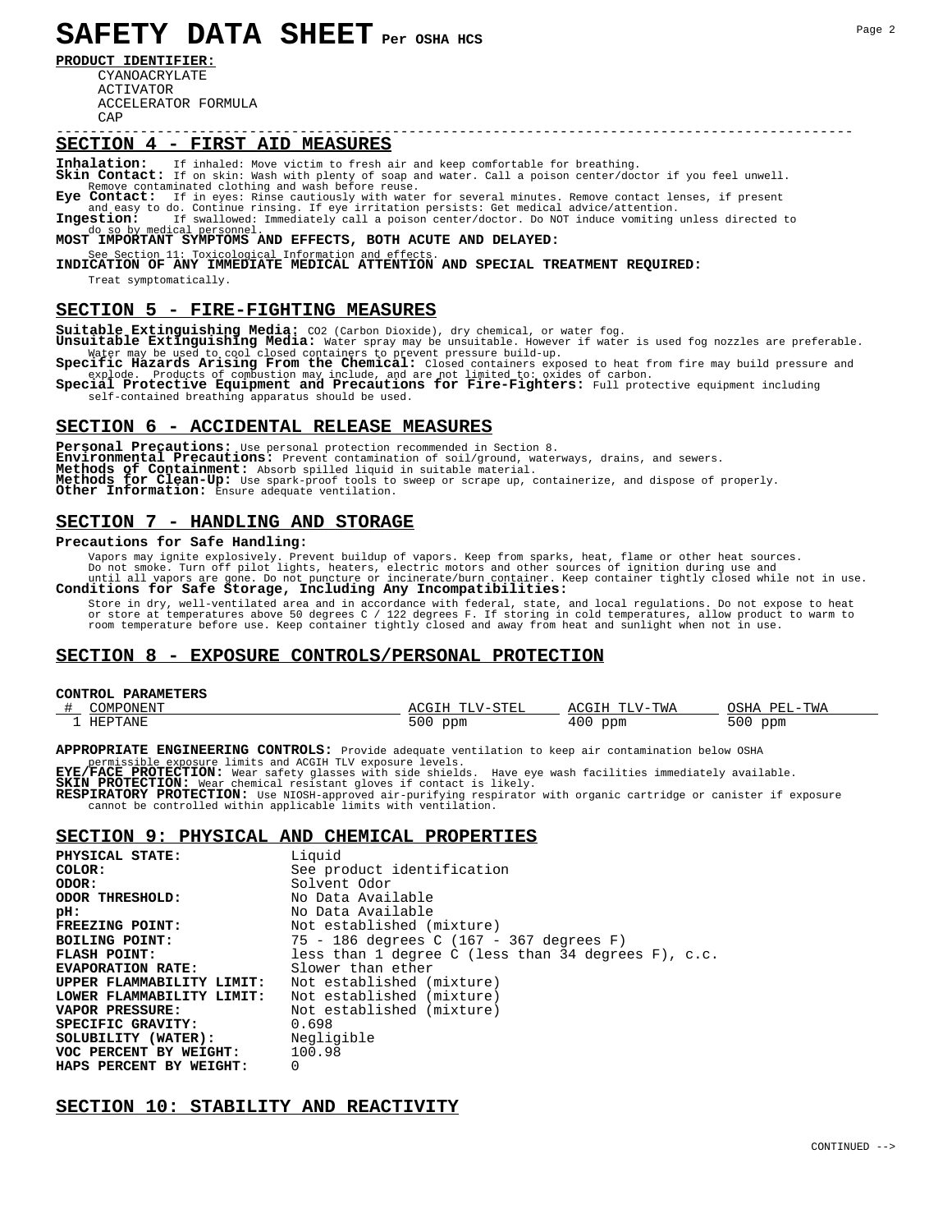# SAFETY DATA SHEET Per OSHA HCS

**PRODUCT IDENTIFIER:**

CYANOACRYLATE
ACTIVATOR
ACCELERATOR FORMULA
CAP

---

## SECTION 4 - FIRST AID MEASURES

**Inhalation:** If inhaled: Move victim to fresh air and keep comfortable for breathing.
**Skin Contact:** If on skin: Wash with plenty of soap and water. Call a poison center/doctor if you feel unwell. Remove contaminated clothing and wash before reuse.
**Eye Contact:** If in eyes: Rinse cautiously with water for several minutes. Remove contact lenses, if present and easy to do. Continue rinsing. If eye irritation persists: Get medical advice/attention.
**Ingestion:** If swallowed: Immediately call a poison center/doctor. Do NOT induce vomiting unless directed to do so by medical personnel.

**MOST IMPORTANT SYMPTOMS AND EFFECTS, BOTH ACUTE AND DELAYED:**
See Section 11: Toxicological Information and effects.

**INDICATION OF ANY IMMEDIATE MEDICAL ATTENTION AND SPECIAL TREATMENT REQUIRED:**
Treat symptomatically.

## SECTION 5 - FIRE-FIGHTING MEASURES

**Suitable Extinguishing Media:** CO2 (Carbon Dioxide), dry chemical, or water fog.
**Unsuitable Extinguishing Media:** Water spray may be unsuitable. However if water is used fog nozzles are preferable. Water may be used to cool closed containers to prevent pressure build-up.
**Specific Hazards Arising From the Chemical:** Closed containers exposed to heat from fire may build pressure and explode. Products of combustion may include, and are not limited to: oxides of carbon.
**Special Protective Equipment and Precautions for Fire-Fighters:** Full protective equipment including self-contained breathing apparatus should be used.

## SECTION 6 - ACCIDENTAL RELEASE MEASURES

**Personal Precautions:** Use personal protection recommended in Section 8.
**Environmental Precautions:** Prevent contamination of soil/ground, waterways, drains, and sewers.
**Methods of Containment:** Absorb spilled liquid in suitable material.
**Methods for Clean-Up:** Use spark-proof tools to sweep or scrape up, containerize, and dispose of properly.
**Other Information:** Ensure adequate ventilation.

## SECTION 7 - HANDLING AND STORAGE

**Precautions for Safe Handling:**

Vapors may ignite explosively. Prevent buildup of vapors. Keep from sparks, heat, flame or other heat sources. Do not smoke. Turn off pilot lights, heaters, electric motors and other sources of ignition during use and until all vapors are gone. Do not puncture or incinerate/burn container. Keep container tightly closed while not in use.

**Conditions for Safe Storage, Including Any Incompatibilities:**

Store in dry, well-ventilated area and in accordance with federal, state, and local regulations. Do not expose to heat or store at temperatures above 50 degrees C / 122 degrees F. If storing in cold temperatures, allow product to warm to room temperature before use. Keep container tightly closed and away from heat and sunlight when not in use.

## SECTION 8 - EXPOSURE CONTROLS/PERSONAL PROTECTION

**CONTROL PARAMETERS**

| # | COMPONENT | ACGIH TLV-STEL | ACGIH TLV-TWA | OSHA PEL-TWA |
|---|---|---|---|---|
| 1 | HEPTANE | 500 ppm | 400 ppm | 500 ppm |

**APPROPRIATE ENGINEERING CONTROLS:** Provide adequate ventilation to keep air contamination below OSHA permissible exposure limits and ACGIH TLV exposure levels.
**EYE/FACE PROTECTION:** Wear safety glasses with side shields. Have eye wash facilities immediately available.
**SKIN PROTECTION:** Wear chemical resistant gloves if contact is likely.
**RESPIRATORY PROTECTION:** Use NIOSH-approved air-purifying respirator with organic cartridge or canister if exposure cannot be controlled within applicable limits with ventilation.

## SECTION 9: PHYSICAL AND CHEMICAL PROPERTIES

| | |
|---|---|
| **PHYSICAL STATE:** | Liquid |
| **COLOR:** | See product identification |
| **ODOR:** | Solvent Odor |
| **ODOR THRESHOLD:** | No Data Available |
| **pH:** | No Data Available |
| **FREEZING POINT:** | Not established (mixture) |
| **BOILING POINT:** | 75 - 186 degrees C (167 - 367 degrees F) |
| **FLASH POINT:** | less than 1 degree C (less than 34 degrees F), c.c. |
| **EVAPORATION RATE:** | Slower than ether |
| **UPPER FLAMMABILITY LIMIT:** | Not established (mixture) |
| **LOWER FLAMMABILITY LIMIT:** | Not established (mixture) |
| **VAPOR PRESSURE:** | Not established (mixture) |
| **SPECIFIC GRAVITY:** | 0.698 |
| **SOLUBILITY (WATER):** | Negligible |
| **VOC PERCENT BY WEIGHT:** | 100.98 |
| **HAPS PERCENT BY WEIGHT:** | 0 |

## SECTION 10: STABILITY AND REACTIVITY

CONTINUED -->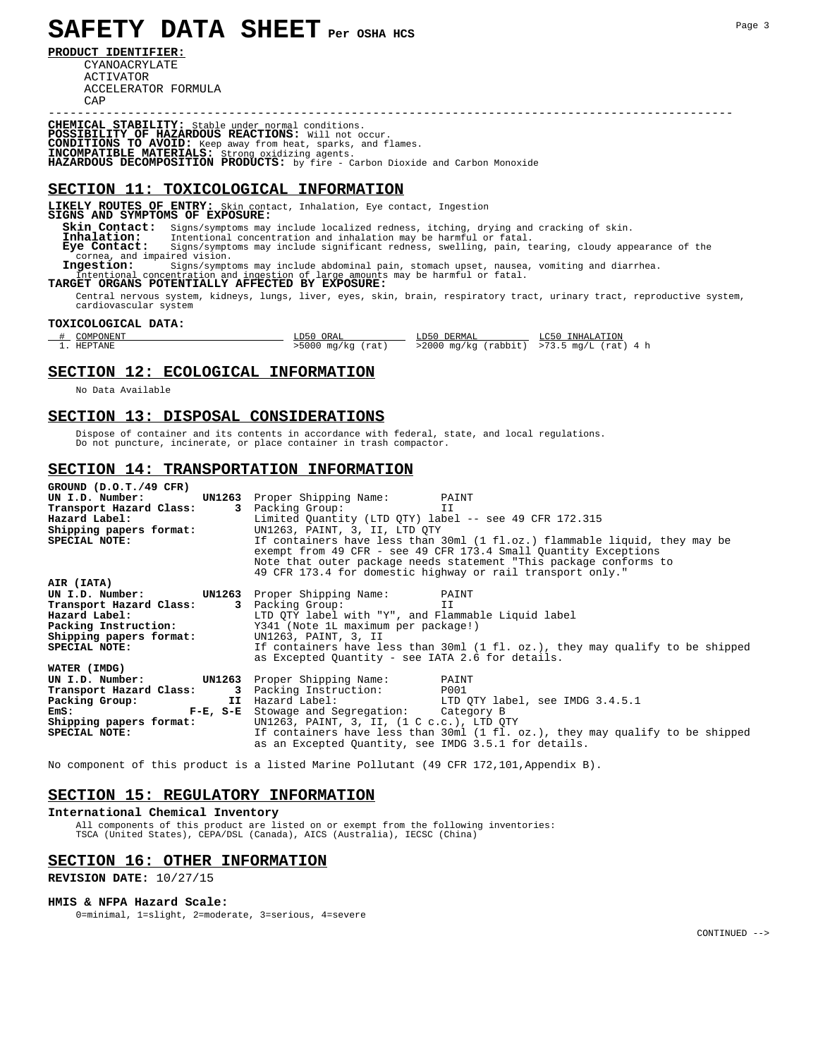# SAFETY DATA SHEET Per OSHA HCS

**PRODUCT IDENTIFIER:**

CYANOACRYLATE
ACTIVATOR
ACCELERATOR FORMULA
CAP

---

**CHEMICAL STABILITY:** Stable under normal conditions.
**POSSIBILITY OF HAZARDOUS REACTIONS:** Will not occur.
**CONDITIONS TO AVOID:** Keep away from heat, sparks, and flames.
**INCOMPATIBLE MATERIALS:** Strong oxidizing agents.
**HAZARDOUS DECOMPOSITION PRODUCTS:** by fire - Carbon Dioxide and Carbon Monoxide

## SECTION 11: TOXICOLOGICAL INFORMATION

**LIKELY ROUTES OF ENTRY:** Skin contact, Inhalation, Eye contact, Ingestion
**SIGNS AND SYMPTOMS OF EXPOSURE:**

**Skin Contact:** Signs/symptoms may include localized redness, itching, drying and cracking of skin.
**Inhalation:** Intentional concentration and inhalation may be harmful or fatal.
**Eye Contact:** Signs/symptoms may include significant redness, swelling, pain, tearing, cloudy appearance of the cornea, and impaired vision.
**Ingestion:** Signs/symptoms may include abdominal pain, stomach upset, nausea, vomiting and diarrhea. Intentional concentration and ingestion of large amounts may be harmful or fatal.

**TARGET ORGANS POTENTIALLY AFFECTED BY EXPOSURE:**

Central nervous system, kidneys, lungs, liver, eyes, skin, brain, respiratory tract, urinary tract, reproductive system, cardiovascular system

**TOXICOLOGICAL DATA:**

| # | COMPONENT | LD50 ORAL | LD50 DERMAL | LC50 INHALATION |
|---|---|---|---|---|
| 1. | HEPTANE | >5000 mg/kg (rat) | >2000 mg/kg (rabbit) | >73.5 mg/L (rat) 4 h |

## SECTION 12: ECOLOGICAL INFORMATION

No Data Available

## SECTION 13: DISPOSAL CONSIDERATIONS

Dispose of container and its contents in accordance with federal, state, and local regulations.
Do not puncture, incinerate, or place container in trash compactor.

## SECTION 14: TRANSPORTATION INFORMATION

**GROUND (D.O.T./49 CFR)**

**UN I.D. Number:** **UN1263** Proper Shipping Name: PAINT
**Transport Hazard Class:** **3** Packing Group: II
**Hazard Label:** Limited Quantity (LTD QTY) label -- see 49 CFR 172.315
**Shipping papers format:** UN1263, PAINT, 3, II, LTD QTY
**SPECIAL NOTE:** If containers have less than 30ml (1 fl.oz.) flammable liquid, they may be exempt from 49 CFR - see 49 CFR 173.4 Small Quantity Exceptions
Note that outer package needs statement "This package conforms to 49 CFR 173.4 for domestic highway or rail transport only."

**AIR (IATA)**

**UN I.D. Number:** **UN1263** Proper Shipping Name: PAINT
**Transport Hazard Class:** **3** Packing Group: II
**Hazard Label:** LTD QTY label with "Y", and Flammable Liquid label
**Packing Instruction:** Y341 (Note 1L maximum per package!)
**Shipping papers format:** UN1263, PAINT, 3, II
**SPECIAL NOTE:** If containers have less than 30ml (1 fl. oz.), they may qualify to be shipped as Excepted Quantity - see IATA 2.6 for details.

**WATER (IMDG)**

**UN I.D. Number:** **UN1263** Proper Shipping Name: PAINT
**Transport Hazard Class:** **3** Packing Instruction: P001
**Packing Group:** **II** Hazard Label: LTD QTY label, see IMDG 3.4.5.1
**EmS:** **F-E, S-E** Stowage and Segregation: Category B
**Shipping papers format:** UN1263, PAINT, 3, II, (1 C c.c.), LTD QTY
**SPECIAL NOTE:** If containers have less than 30ml (1 fl. oz.), they may qualify to be shipped as an Excepted Quantity, see IMDG 3.5.1 for details.

No component of this product is a listed Marine Pollutant (49 CFR 172,101,Appendix B).

## SECTION 15: REGULATORY INFORMATION

**International Chemical Inventory**

All components of this product are listed on or exempt from the following inventories:
TSCA (United States), CEPA/DSL (Canada), AICS (Australia), IECSC (China)

## SECTION 16: OTHER INFORMATION

**REVISION DATE:** 10/27/15

**HMIS & NFPA Hazard Scale:**

0=minimal, 1=slight, 2=moderate, 3=serious, 4=severe

CONTINUED -->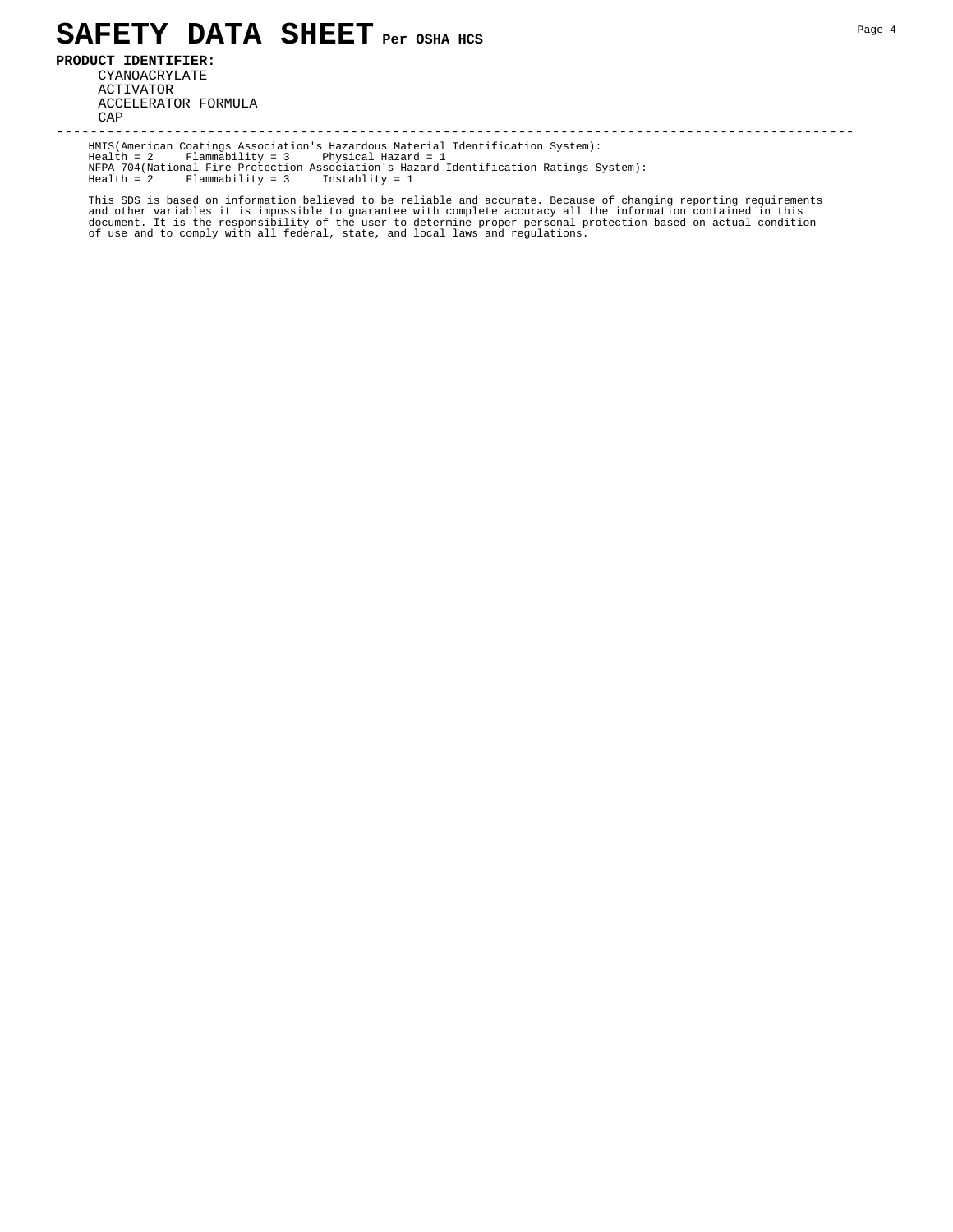# SAFETY DATA SHEET Per OSHA HCS

**PRODUCT IDENTIFIER:**

CYANOACRYLATE
ACTIVATOR
ACCELERATOR FORMULA
CAP

---

HMIS(American Coatings Association's Hazardous Material Identification System):
Health = 2     Flammability = 3     Physical Hazard = 1
NFPA 704(National Fire Protection Association's Hazard Identification Ratings System):
Health = 2     Flammability = 3     Instablity = 1

This SDS is based on information believed to be reliable and accurate. Because of changing reporting requirements and other variables it is impossible to guarantee with complete accuracy all the information contained in this document. It is the responsibility of the user to determine proper personal protection based on actual condition of use and to comply with all federal, state, and local laws and regulations.